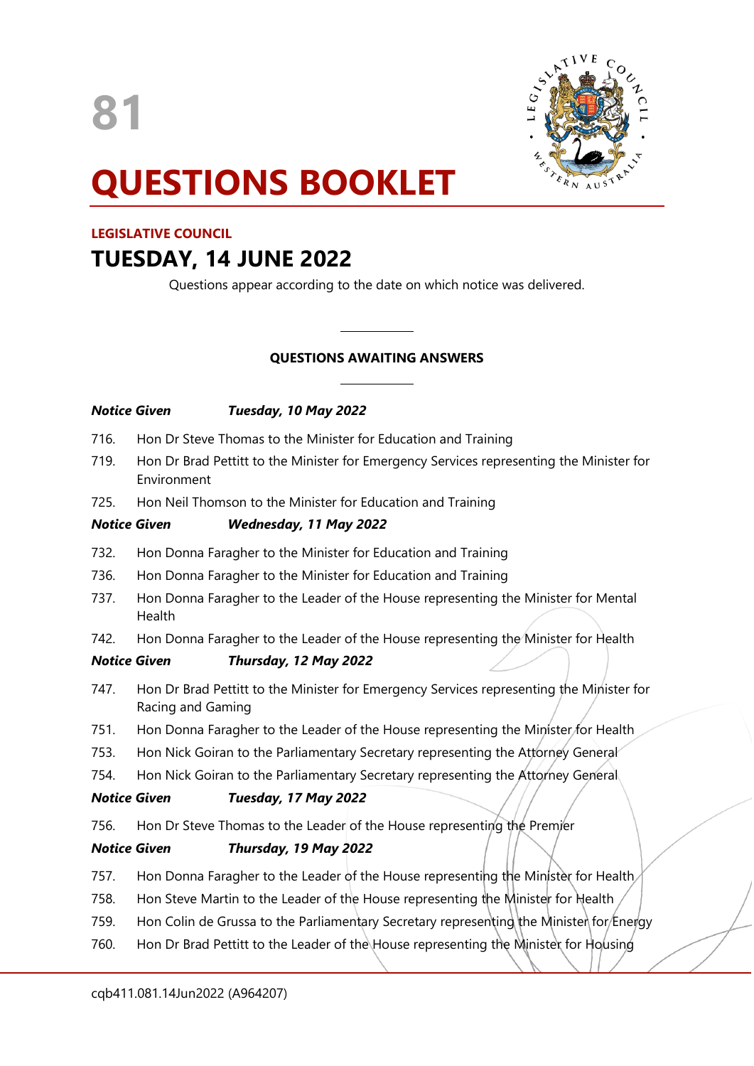# 81

# QUESTIONS BOOKLET

**LEGISLATIVE COUNCIL**

## TUESDAY, 14 JUNE 2022

Questions appear according to the date on which notice was delivered.

---

**QUESTIONS AWAITING ANSWERS**

---

***Notice Given Tuesday, 10 May 2022***

716. Hon Dr Steve Thomas to the Minister for Education and Training
719. Hon Dr Brad Pettitt to the Minister for Emergency Services representing the Minister for Environment
725. Hon Neil Thomson to the Minister for Education and Training

***Notice Given Wednesday, 11 May 2022***

732. Hon Donna Faragher to the Minister for Education and Training
736. Hon Donna Faragher to the Minister for Education and Training
737. Hon Donna Faragher to the Leader of the House representing the Minister for Mental Health
742. Hon Donna Faragher to the Leader of the House representing the Minister for Health

***Notice Given Thursday, 12 May 2022***

747. Hon Dr Brad Pettitt to the Minister for Emergency Services representing the Minister for Racing and Gaming
751. Hon Donna Faragher to the Leader of the House representing the Minister for Health
753. Hon Nick Goiran to the Parliamentary Secretary representing the Attorney General
754. Hon Nick Goiran to the Parliamentary Secretary representing the Attorney General

***Notice Given Tuesday, 17 May 2022***

756. Hon Dr Steve Thomas to the Leader of the House representing the Premier

***Notice Given Thursday, 19 May 2022***

757. Hon Donna Faragher to the Leader of the House representing the Minister for Health
758. Hon Steve Martin to the Leader of the House representing the Minister for Health
759. Hon Colin de Grussa to the Parliamentary Secretary representing the Minister for Energy
760. Hon Dr Brad Pettitt to the Leader of the House representing the Minister for Housing

cqb411.081.14Jun2022 (A964207)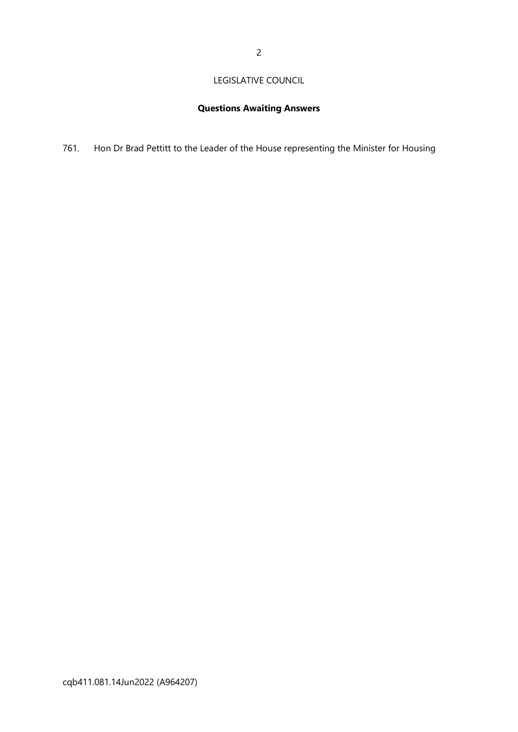LEGISLATIVE COUNCIL

**Questions Awaiting Answers**

761. Hon Dr Brad Pettitt to the Leader of the House representing the Minister for Housing

cqb411.081.14Jun2022 (A964207)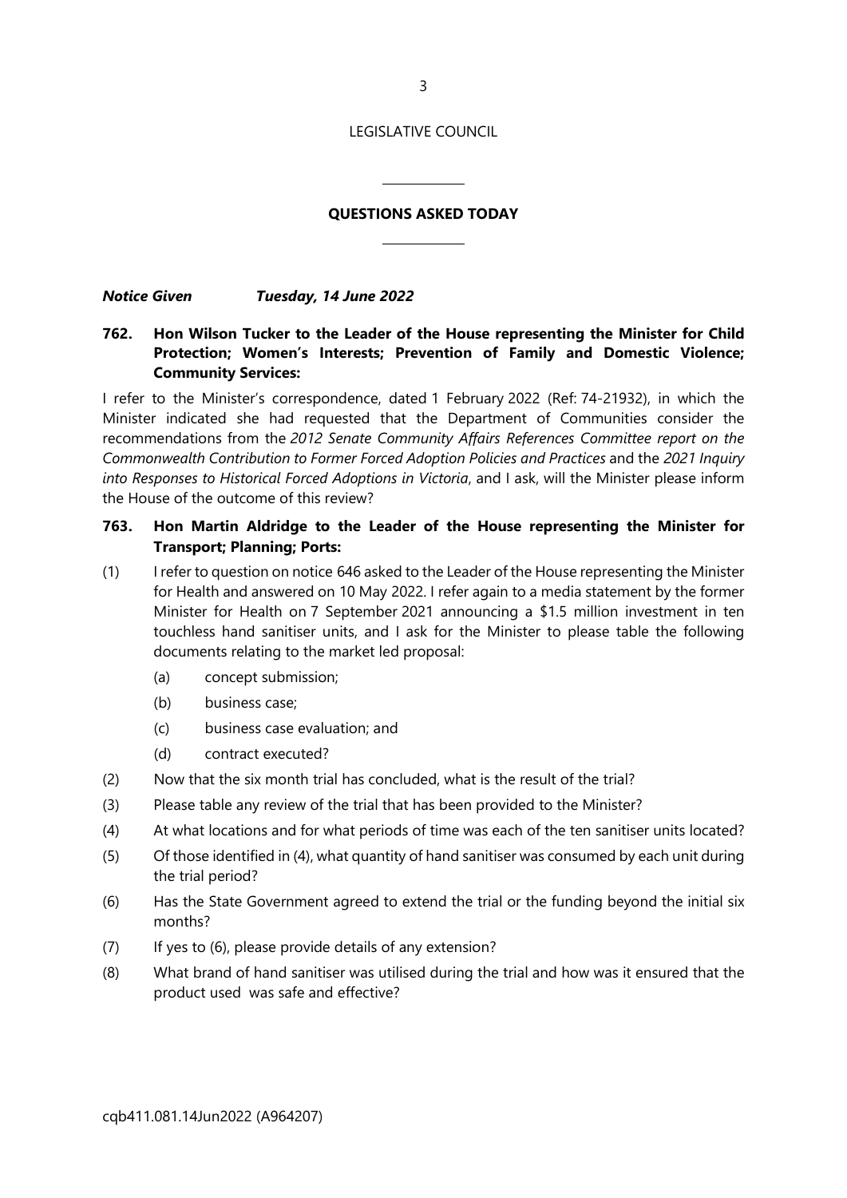LEGISLATIVE COUNCIL

## QUESTIONS ASKED TODAY

***Notice Given Tuesday, 14 June 2022***

**762. Hon Wilson Tucker to the Leader of the House representing the Minister for Child Protection; Women's Interests; Prevention of Family and Domestic Violence; Community Services:**

I refer to the Minister's correspondence, dated 1 February 2022 (Ref: 74-21932), in which the Minister indicated she had requested that the Department of Communities consider the recommendations from the *2012 Senate Community Affairs References Committee report on the Commonwealth Contribution to Former Forced Adoption Policies and Practices* and the *2021 Inquiry into Responses to Historical Forced Adoptions in Victoria*, and I ask, will the Minister please inform the House of the outcome of this review?

**763. Hon Martin Aldridge to the Leader of the House representing the Minister for Transport; Planning; Ports:**

(1) I refer to question on notice 646 asked to the Leader of the House representing the Minister for Health and answered on 10 May 2022. I refer again to a media statement by the former Minister for Health on 7 September 2021 announcing a $1.5 million investment in ten touchless hand sanitiser units, and I ask for the Minister to please table the following documents relating to the market led proposal:

- (a) concept submission;
- (b) business case;
- (c) business case evaluation; and
- (d) contract executed?

(2) Now that the six month trial has concluded, what is the result of the trial?

(3) Please table any review of the trial that has been provided to the Minister?

(4) At what locations and for what periods of time was each of the ten sanitiser units located?

(5) Of those identified in (4), what quantity of hand sanitiser was consumed by each unit during the trial period?

(6) Has the State Government agreed to extend the trial or the funding beyond the initial six months?

(7) If yes to (6), please provide details of any extension?

(8) What brand of hand sanitiser was utilised during the trial and how was it ensured that the product used was safe and effective?

cqb411.081.14Jun2022 (A964207)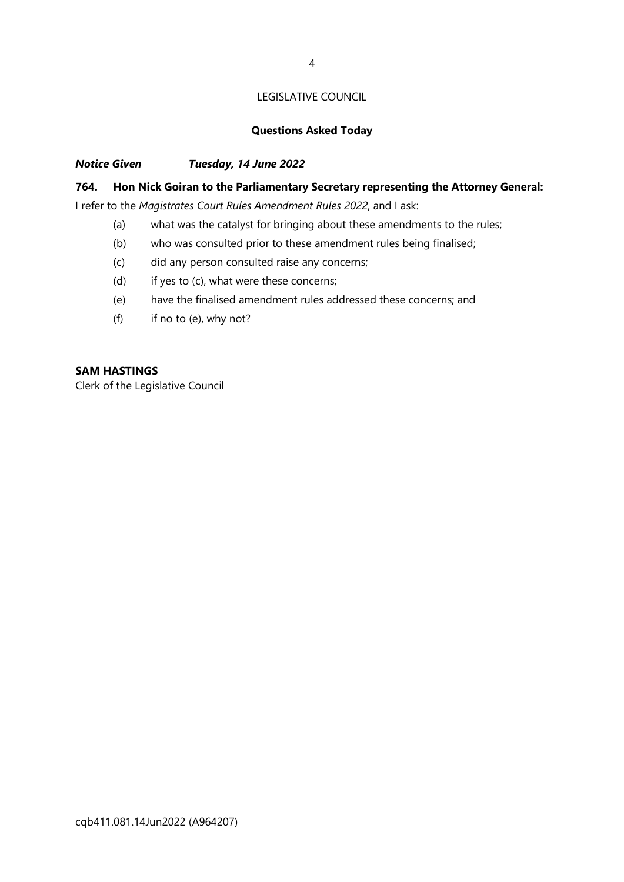LEGISLATIVE COUNCIL

**Questions Asked Today**

***Notice Given Tuesday, 14 June 2022***

**764. Hon Nick Goiran to the Parliamentary Secretary representing the Attorney General:**

I refer to the *Magistrates Court Rules Amendment Rules 2022*, and I ask:

(a) what was the catalyst for bringing about these amendments to the rules;

(b) who was consulted prior to these amendment rules being finalised;

(c) did any person consulted raise any concerns;

(d) if yes to (c), what were these concerns;

(e) have the finalised amendment rules addressed these concerns; and

(f) if no to (e), why not?

**SAM HASTINGS**
Clerk of the Legislative Council

cqb411.081.14Jun2022 (A964207)